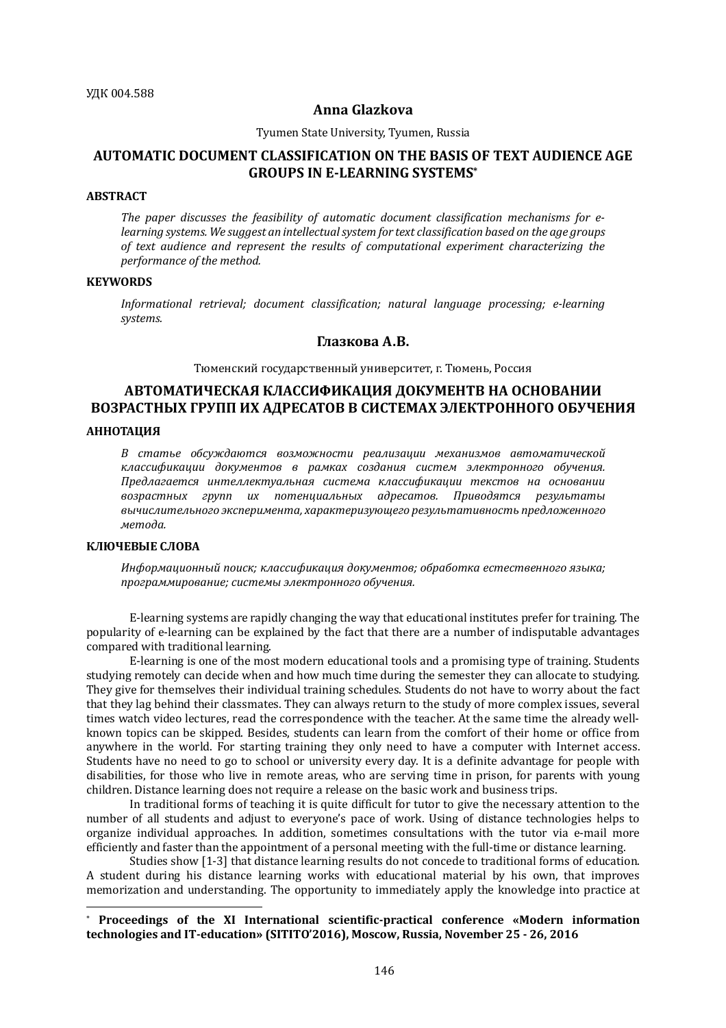УДК 004.588

**Anna Glazkova**

Tyumen State University, Tyumen, Russia

# AUTOMATIC DOCUMENT CLASSIFICATION ON THE BASIS OF TEXT AUDIENCE AGE GROUPS IN E-LEARNING SYSTEMS*

**ABSTRACT**

*The paper discusses the feasibility of automatic document classification mechanisms for e-learning systems. We suggest an intellectual system for text classification based on the age groups of text audience and represent the results of computational experiment characterizing the performance of the method.*

**KEYWORDS**

*Informational retrieval; document classification; natural language processing; e-learning systems.*

**Глазкова А.В.**

Тюменский государственный университет, г. Тюмень, Россия

# АВТОМАТИЧЕСКАЯ КЛАССИФИКАЦИЯ ДОКУМЕНТВ НА ОСНОВАНИИ ВОЗРАСТНЫХ ГРУПП ИХ АДРЕСАТОВ В СИСТЕМАХ ЭЛЕКТРОННОГО ОБУЧЕНИЯ

**АННОТАЦИЯ**

*В статье обсуждаются возможности реализации механизмов автоматической классификации документов в рамках создания систем электронного обучения. Предлагается интеллектуальная система классификации текстов на основании возрастных групп их потенциальных адресатов. Приводятся результаты вычислительного эксперимента, характеризующего результативность предложенного метода.*

**КЛЮЧЕВЫЕ СЛОВА**

*Информационный поиск; классификация документов; обработка естественного языка; программирование; системы электронного обучения.*

E-learning systems are rapidly changing the way that educational institutes prefer for training. The popularity of e-learning can be explained by the fact that there are a number of indisputable advantages compared with traditional learning.

E-learning is one of the most modern educational tools and a promising type of training. Students studying remotely can decide when and how much time during the semester they can allocate to studying. They give for themselves their individual training schedules. Students do not have to worry about the fact that they lag behind their classmates. They can always return to the study of more complex issues, several times watch video lectures, read the correspondence with the teacher. At the same time the already well-known topics can be skipped. Besides, students can learn from the comfort of their home or office from anywhere in the world. For starting training they only need to have a computer with Internet access. Students have no need to go to school or university every day. It is a definite advantage for people with disabilities, for those who live in remote areas, who are serving time in prison, for parents with young children. Distance learning does not require a release on the basic work and business trips.

In traditional forms of teaching it is quite difficult for tutor to give the necessary attention to the number of all students and adjust to everyone's pace of work. Using of distance technologies helps to organize individual approaches. In addition, sometimes consultations with the tutor via e-mail more efficiently and faster than the appointment of a personal meeting with the full-time or distance learning.

Studies show [1-3] that distance learning results do not concede to traditional forms of education. A student during his distance learning works with educational material by his own, that improves memorization and understanding. The opportunity to immediately apply the knowledge into practice at

---

* **Proceedings of the XI International scientific-practical conference «Modern information technologies and IT-education» (SITITO'2016), Moscow, Russia, November 25 - 26, 2016**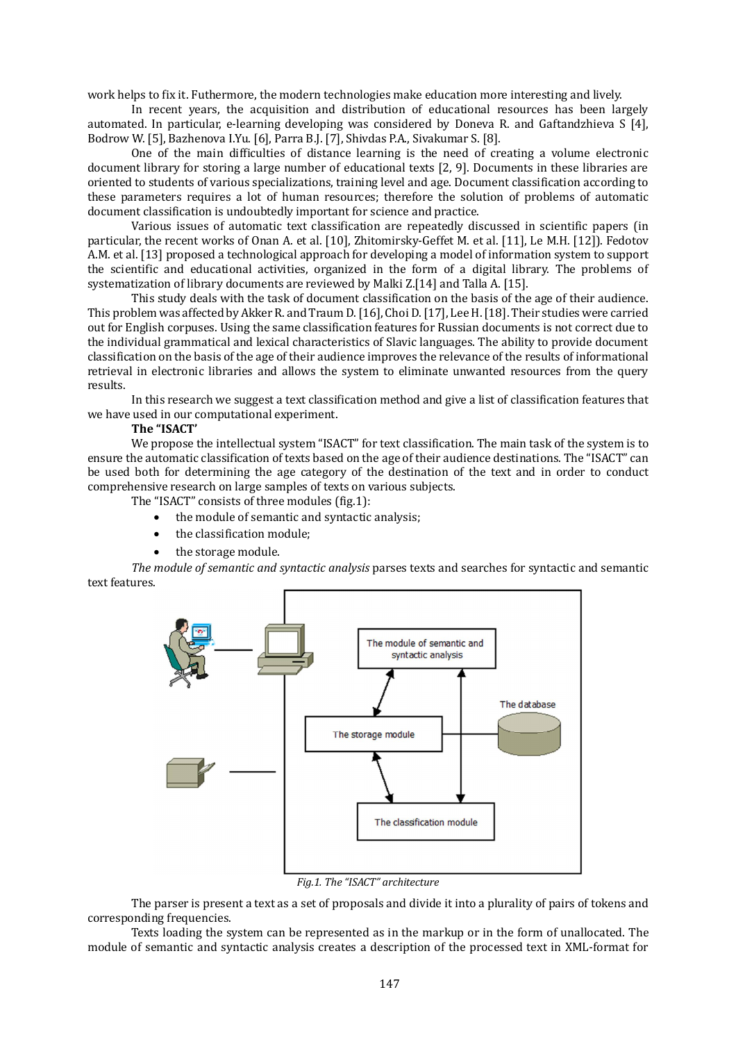work helps to fix it. Futhermore, the modern technologies make education more interesting and lively.

In recent years, the acquisition and distribution of educational resources has been largely automated. In particular, e-learning developing was considered by Doneva R. and Gaftandzhieva S [4], Bodrow W. [5], Bazhenova I.Yu. [6], Parra B.J. [7], Shivdas P.A., Sivakumar S. [8].

One of the main difficulties of distance learning is the need of creating a volume electronic document library for storing a large number of educational texts [2, 9]. Documents in these libraries are oriented to students of various specializations, training level and age. Document classification according to these parameters requires a lot of human resources; therefore the solution of problems of automatic document classification is undoubtedly important for science and practice.

Various issues of automatic text classification are repeatedly discussed in scientific papers (in particular, the recent works of Onan A. et al. [10], Zhitomirsky-Geffet M. et al. [11], Le M.H. [12]). Fedotov A.M. et al. [13] proposed a technological approach for developing a model of information system to support the scientific and educational activities, organized in the form of a digital library. The problems of systematization of library documents are reviewed by Malki Z.[14] and Talla A. [15].

This study deals with the task of document classification on the basis of the age of their audience. This problem was affected by Akker R. and Traum D. [16], Choi D. [17], Lee H. [18]. Their studies were carried out for English corpuses. Using the same classification features for Russian documents is not correct due to the individual grammatical and lexical characteristics of Slavic languages. The ability to provide document classification on the basis of the age of their audience improves the relevance of the results of informational retrieval in electronic libraries and allows the system to eliminate unwanted resources from the query results.

In this research we suggest a text classification method and give a list of classification features that we have used in our computational experiment.

**The "ISACT"**

We propose the intellectual system "ISACT" for text classification. The main task of the system is to ensure the automatic classification of texts based on the age of their audience destinations. The "ISACT" can be used both for determining the age category of the destination of the text and in order to conduct comprehensive research on large samples of texts on various subjects.

The "ISACT" consists of three modules (fig.1):

- the module of semantic and syntactic analysis;
- the classification module;
- the storage module.

*The module of semantic and syntactic analysis* parses texts and searches for syntactic and semantic text features.

*Fig.1. The "ISACT" architecture*

The parser is present a text as a set of proposals and divide it into a plurality of pairs of tokens and corresponding frequencies.

Texts loading the system can be represented as in the markup or in the form of unallocated. The module of semantic and syntactic analysis creates a description of the processed text in XML-format for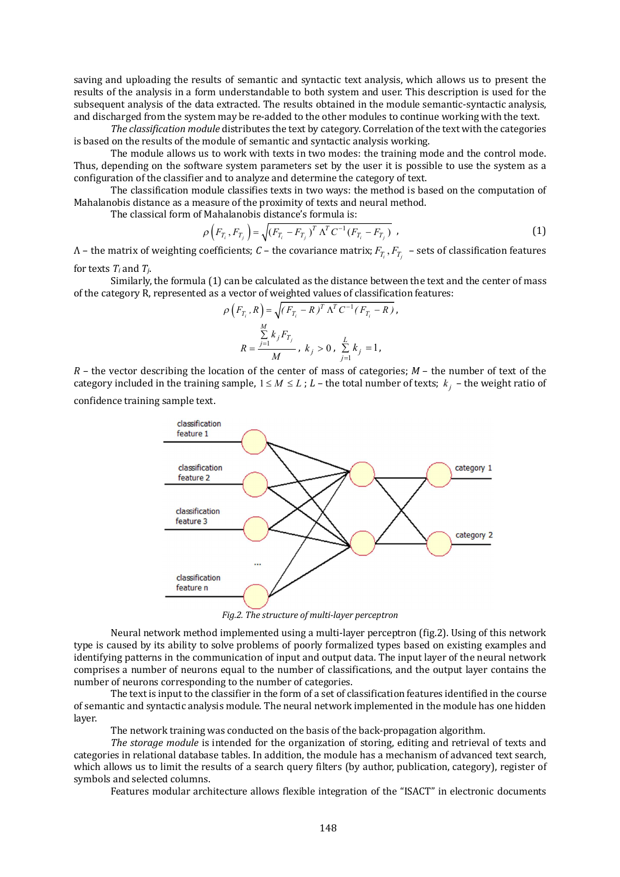saving and uploading the results of semantic and syntactic text analysis, which allows us to present the results of the analysis in a form understandable to both system and user. This description is used for the subsequent analysis of the data extracted. The results obtained in the module semantic-syntactic analysis, and discharged from the system may be re-added to the other modules to continue working with the text.

*The classification module* distributes the text by category. Correlation of the text with the categories is based on the results of the module of semantic and syntactic analysis working.

The module allows us to work with texts in two modes: the training mode and the control mode. Thus, depending on the software system parameters set by the user it is possible to use the system as a configuration of the classifier and to analyze and determine the category of text.

The classification module classifies texts in two ways: the method is based on the computation of Mahalanobis distance as a measure of the proximity of texts and neural method.

The classical form of Mahalanobis distance's formula is:

$$\rho\left(F_{T_i}, F_{T_j}\right) = \sqrt{(F_{T_i} - F_{T_j})^T \Lambda^T C^{-1} (F_{T_i} - F_{T_j})}\ , \tag{1}$$

$\Lambda$ – the matrix of weighting coefficients; $C$ – the covariance matrix; $F_{T_i}, F_{T_j}$ – sets of classification features for texts $T_i$ and $T_j$.

Similarly, the formula (1) can be calculated as the distance between the text and the center of mass of the category R, represented as a vector of weighted values of classification features:

$$\rho\left(F_{T_i}, R\right) = \sqrt{(F_{T_i} - R)^T \Lambda^T C^{-1} (F_{T_i} - R)}\,,$$

$$R = \frac{\sum_{j=1}^{M} k_j F_{T_j}}{M}\,,\ k_j > 0\,,\ \sum_{j=1}^{L} k_j = 1\,,$$

$R$ – the vector describing the location of the center of mass of categories; $M$ – the number of text of the category included in the training sample, $1 \le M \le L$; $L$ – the total number of texts; $k_j$ – the weight ratio of confidence training sample text.

*Fig.2. The structure of multi-layer perceptron*

Neural network method implemented using a multi-layer perceptron (fig.2). Using of this network type is caused by its ability to solve problems of poorly formalized types based on existing examples and identifying patterns in the communication of input and output data. The input layer of the neural network comprises a number of neurons equal to the number of classifications, and the output layer contains the number of neurons corresponding to the number of categories.

The text is input to the classifier in the form of a set of classification features identified in the course of semantic and syntactic analysis module. The neural network implemented in the module has one hidden layer.

The network training was conducted on the basis of the back-propagation algorithm.

*The storage module* is intended for the organization of storing, editing and retrieval of texts and categories in relational database tables. In addition, the module has a mechanism of advanced text search, which allows us to limit the results of a search query filters (by author, publication, category), register of symbols and selected columns.

Features modular architecture allows flexible integration of the "ISACT" in electronic documents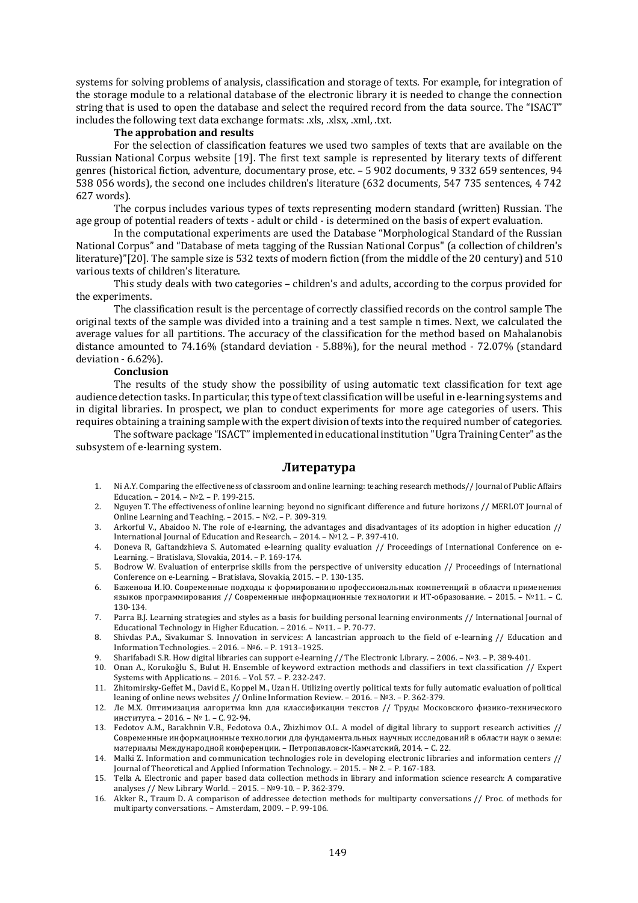systems for solving problems of analysis, classification and storage of texts. For example, for integration of the storage module to a relational database of the electronic library it is needed to change the connection string that is used to open the database and select the required record from the data source. The "ISACT" includes the following text data exchange formats: .xls, .xlsx, .xml, .txt.

**The approbation and results**

For the selection of classification features we used two samples of texts that are available on the Russian National Corpus website [19]. The first text sample is represented by literary texts of different genres (historical fiction, adventure, documentary prose, etc. – 5 902 documents, 9 332 659 sentences, 94 538 056 words), the second one includes children's literature (632 documents, 547 735 sentences, 4 742 627 words).

The corpus includes various types of texts representing modern standard (written) Russian. The age group of potential readers of texts - adult or child - is determined on the basis of expert evaluation.

In the computational experiments are used the Database "Morphological Standard of the Russian National Corpus" and "Database of meta tagging of the Russian National Corpus" (a collection of children's literature)"[20]. The sample size is 532 texts of modern fiction (from the middle of the 20 century) and 510 various texts of children's literature.

This study deals with two categories – children's and adults, according to the corpus provided for the experiments.

The classification result is the percentage of correctly classified records on the control sample The original texts of the sample was divided into a training and a test sample n times. Next, we calculated the average values for all partitions. The accuracy of the classification for the method based on Mahalanobis distance amounted to 74.16% (standard deviation - 5.88%), for the neural method - 72.07% (standard deviation - 6.62%).

**Conclusion**

The results of the study show the possibility of using automatic text classification for text age audience detection tasks. In particular, this type of text classification will be useful in e-learning systems and in digital libraries. In prospect, we plan to conduct experiments for more age categories of users. This requires obtaining a training sample with the expert division of texts into the required number of categories.

The software package "ISACT" implemented in educational institution "Ugra Training Center" as the subsystem of e-learning system.

## Литература

1. Ni A.Y. Comparing the effectiveness of classroom and online learning: teaching research methods// Journal of Public Affairs Education. – 2014. – №2. – P. 199-215.
2. Nguyen T. The effectiveness of online learning: beyond no significant difference and future horizons // MERLOT Journal of Online Learning and Teaching. – 2015. – №2. – P. 309-319.
3. Arkorful V., Abaidoo N. The role of e-learning, the advantages and disadvantages of its adoption in higher education // International Journal of Education and Research. – 2014. – №12. – P. 397-410.
4. Doneva R, Gaftandzhieva S. Automated e-learning quality evaluation // Proceedings of International Conference on e-Learning. – Bratislava, Slovakia, 2014. – P. 169-174.
5. Bodrow W. Evaluation of enterprise skills from the perspective of university education // Proceedings of International Conference on e-Learning. – Bratislava, Slovakia, 2015. – P. 130-135.
6. Баженова И.Ю. Современные подходы к формированию профессиональных компетенций в области применения языков программирования // Современные информационные технологии и ИТ-образование. – 2015. – №11. – С. 130-134.
7. Parra B.J. Learning strategies and styles as a basis for building personal learning environments // International Journal of Educational Technology in Higher Education. – 2016. – №11. – P. 70-77.
8. Shivdas P.A., Sivakumar S. Innovation in services: A lancastrian approach to the field of e-learning // Education and Information Technologies. – 2016. – №6. – P. 1913–1925.
9. Sharifabadi S.R. How digital libraries can support e-learning // The Electronic Library. – 2006. – №3. – P. 389-401.
10. Onan A., Korukoğlu S., Bulut H. Ensemble of keyword extraction methods and classifiers in text classification // Expert Systems with Applications. – 2016. – Vol. 57. – P. 232-247.
11. Zhitomirsky-Geffet M., David E., Koppel M., Uzan H. Utilizing overtly political texts for fully automatic evaluation of political leaning of online news websites // Online Information Review. – 2016. – №3. – P. 362-379.
12. Ле М.Х. Оптимизация алгоритма knn для классификации текстов // Труды Московского физико-технического института. – 2016. – № 1. – С. 92-94.
13. Fedotov A.M., Barakhnin V.B., Fedotova O.A., Zhizhimov O.L. A model of digital library to support research activities // Современные информационные технологии для фундаментальных научных исследований в области наук о земле: материалы Международной конференции. – Петропавловск-Камчатский, 2014. – С. 22.
14. Malki Z. Information and communication technologies role in developing electronic libraries and information centers // Journal of Theoretical and Applied Information Technology. – 2015. – № 2. – P. 167-183.
15. Tella A. Electronic and paper based data collection methods in library and information science research: A comparative analyses // New Library World. – 2015. – №9-10. – P. 362-379.
16. Akker R., Traum D. A comparison of addressee detection methods for multiparty conversations // Proc. of methods for multiparty conversations. – Amsterdam, 2009. – P. 99-106.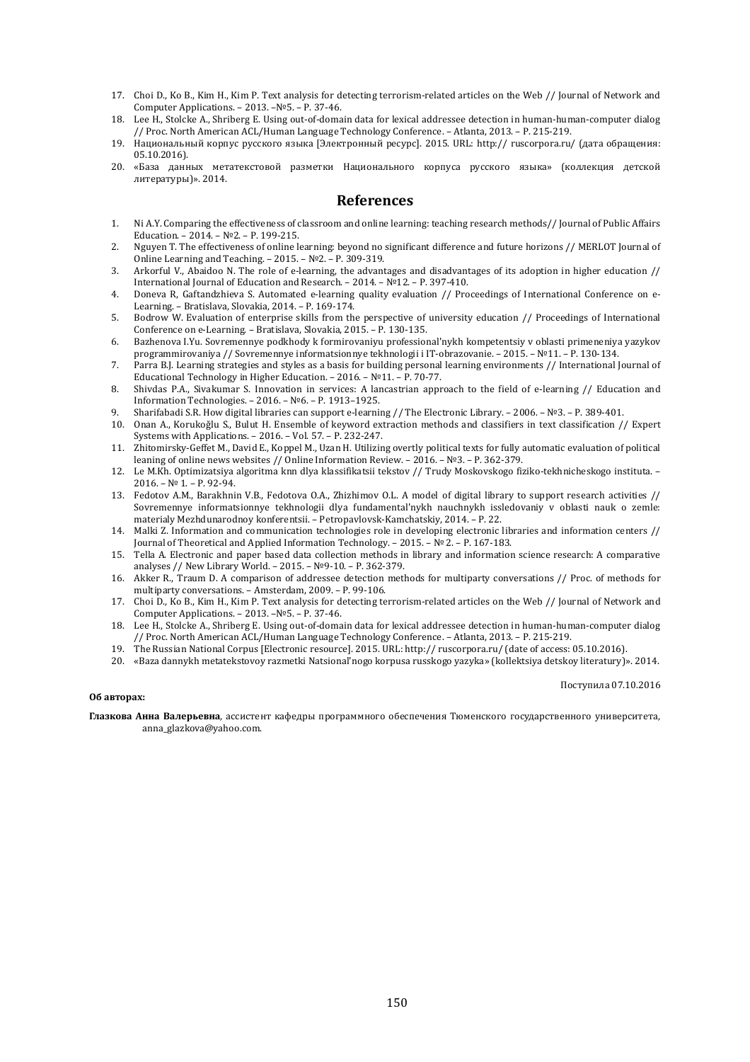17. Choi D., Ko B., Kim H., Kim P. Text analysis for detecting terrorism-related articles on the Web // Journal of Network and Computer Applications. – 2013. –№5. – P. 37-46.
18. Lee H., Stolcke A., Shriberg E. Using out-of-domain data for lexical addressee detection in human-human-computer dialog // Proc. North American ACL/Human Language Technology Conference. – Atlanta, 2013. – P. 215-219.
19. Национальный корпус русского языка [Электронный ресурс]. 2015. URL: http:// ruscorpora.ru/ (дата обращения: 05.10.2016).
20. «База данных метатекстовой разметки Национального корпуса русского языка» (коллекция детской литературы)». 2014.

## References

1. Ni A.Y. Comparing the effectiveness of classroom and online learning: teaching research methods// Journal of Public Affairs Education. – 2014. – №2. – P. 199-215.
2. Nguyen T. The effectiveness of online learning: beyond no significant difference and future horizons // MERLOT Journal of Online Learning and Teaching. – 2015. – №2. – P. 309-319.
3. Arkorful V., Abaidoo N. The role of e-learning, the advantages and disadvantages of its adoption in higher education // International Journal of Education and Research. – 2014. – №12. – P. 397-410.
4. Doneva R, Gaftandzhieva S. Automated e-learning quality evaluation // Proceedings of International Conference on e-Learning. – Bratislava, Slovakia, 2014. – P. 169-174.
5. Bodrow W. Evaluation of enterprise skills from the perspective of university education // Proceedings of International Conference on e-Learning. – Bratislava, Slovakia, 2015. – P. 130-135.
6. Bazhenova I.Yu. Sovremennye podkhody k formirovaniyu professional'nykh kompetentsiy v oblasti primeneniya yazykov programmirovaniya // Sovremennye informatsionnye tekhnologii i IT-obrazovanie. – 2015. – №11. – P. 130-134.
7. Parra B.J. Learning strategies and styles as a basis for building personal learning environments // International Journal of Educational Technology in Higher Education. – 2016. – №11. – P. 70-77.
8. Shivdas P.A., Sivakumar S. Innovation in services: A lancastrian approach to the field of e-learning // Education and Information Technologies. – 2016. – №6. – P. 1913–1925.
9. Sharifabadi S.R. How digital libraries can support e-learning // The Electronic Library. – 2006. – №3. – P. 389-401.
10. Onan A., Korukoğlu S., Bulut H. Ensemble of keyword extraction methods and classifiers in text classification // Expert Systems with Applications. – 2016. – Vol. 57. – P. 232-247.
11. Zhitomirsky-Geffet M., David E., Koppel M., Uzan H. Utilizing overtly political texts for fully automatic evaluation of political leaning of online news websites // Online Information Review. – 2016. – №3. – P. 362-379.
12. Le M.Kh. Optimizatsiya algoritma knn dlya klassifikatsii tekstov // Trudy Moskovskogo fiziko-tekhnicheskogo instituta. – 2016. – № 1. – P. 92-94.
13. Fedotov A.M., Barakhnin V.B., Fedotova O.A., Zhizhimov O.L. A model of digital library to support research activities // Sovremennye informatsionnye tekhnologii dlya fundamental'nykh nauchnykh issledovaniy v oblasti nauk o zemle: materialy Mezhdunarodnoy konferentsii. – Petropavlovsk-Kamchatskiy, 2014. – P. 22.
14. Malki Z. Information and communication technologies role in developing electronic libraries and information centers // Journal of Theoretical and Applied Information Technology. – 2015. – № 2. – P. 167-183.
15. Tella A. Electronic and paper based data collection methods in library and information science research: A comparative analyses // New Library World. – 2015. – №9-10. – P. 362-379.
16. Akker R., Traum D. A comparison of addressee detection methods for multiparty conversations // Proc. of methods for multiparty conversations. – Amsterdam, 2009. – P. 99-106.
17. Choi D., Ko B., Kim H., Kim P. Text analysis for detecting terrorism-related articles on the Web // Journal of Network and Computer Applications. – 2013. –№5. – P. 37-46.
18. Lee H., Stolcke A., Shriberg E. Using out-of-domain data for lexical addressee detection in human-human-computer dialog // Proc. North American ACL/Human Language Technology Conference. – Atlanta, 2013. – P. 215-219.
19. The Russian National Corpus [Electronic resource]. 2015. URL: http:// ruscorpora.ru/ (date of access: 05.10.2016).
20. «Baza dannykh metatekstovoy razmetki Natsional'nogo korpusa russkogo yazyka» (kollektsiya detskoy literatury)». 2014.

Поступила 07.10.2016

**Об авторах:**

**Глазкова Анна Валерьевна**, ассистент кафедры программного обеспечения Тюменского государственного университета, anna_glazkova@yahoo.com.